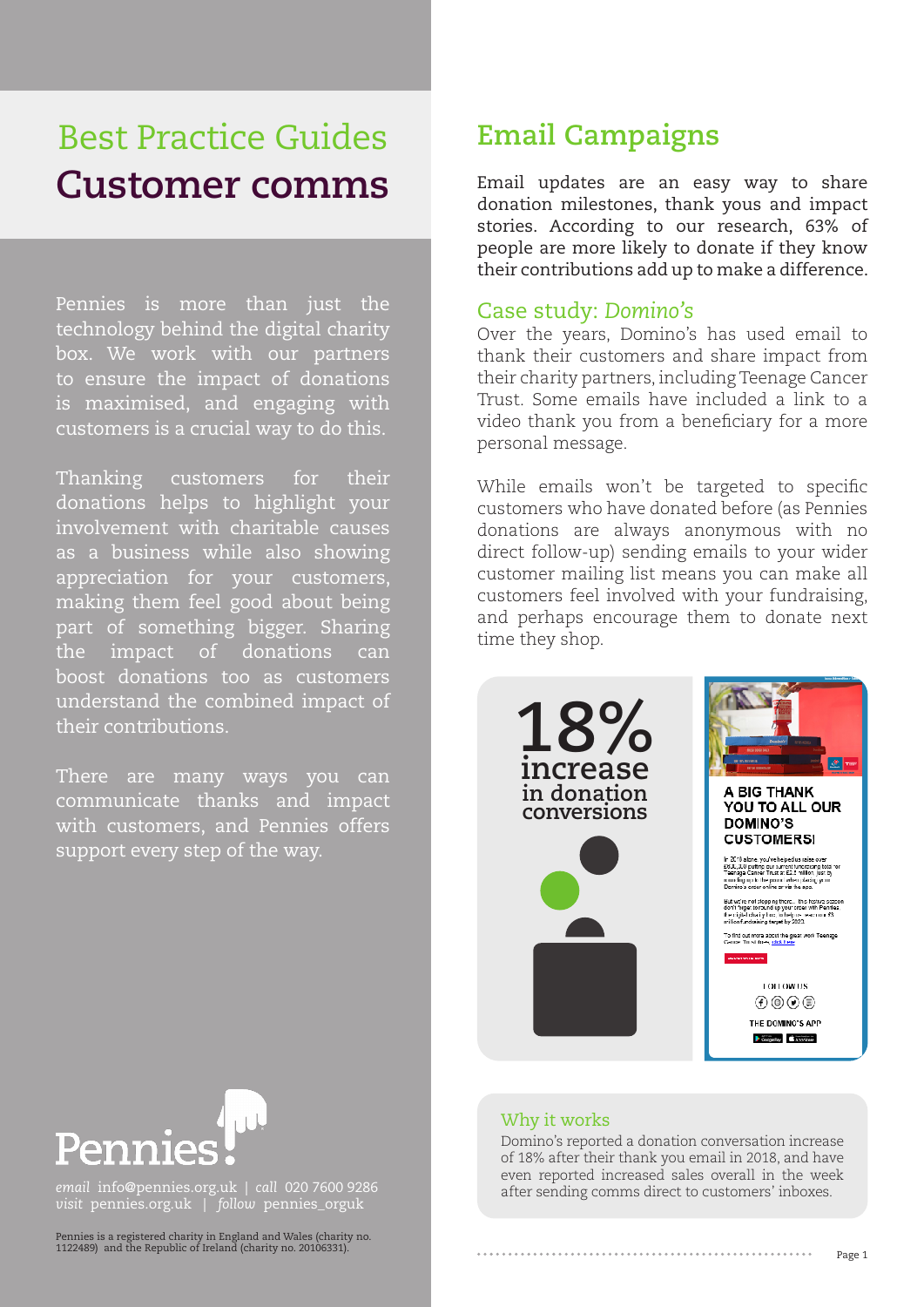# Best Practice Guides
# Customer comms

Pennies is more than just the technology behind the digital charity box. We work with our partners to ensure the impact of donations is maximised, and engaging with customers is a crucial way to do this.

Thanking customers for their donations helps to highlight your involvement with charitable causes as a business while also showing appreciation for your customers, making them feel good about being part of something bigger. Sharing the impact of donations can boost donations too as customers understand the combined impact of their contributions.

There are many ways you can communicate thanks and impact with customers, and Pennies offers support every step of the way.

Pennies

*email* info@pennies.org.uk | *call* 020 7600 9286
*visit* pennies.org.uk | *follow* pennies_orguk

Pennies is a registered charity in England and Wales (charity no. 1122489) and the Republic of Ireland (charity no. 20106331).

## Email Campaigns

Email updates are an easy way to share donation milestones, thank yous and impact stories. According to our research, 63% of people are more likely to donate if they know their contributions add up to make a difference.

### Case study: *Domino's*

Over the years, Domino's has used email to thank their customers and share impact from their charity partners, including Teenage Cancer Trust. Some emails have included a link to a video thank you from a beneficiary for a more personal message.

While emails won't be targeted to specific customers who have donated before (as Pennies donations are always anonymous with no direct follow-up) sending emails to your wider customer mailing list means you can make all customers feel involved with your fundraising, and perhaps encourage them to donate next time they shop.

**18%** increase in donation conversions

A BIG THANK YOU TO ALL OUR DOMINO'S CUSTOMERS!

### Why it works

Domino's reported a donation conversation increase of 18% after their thank you email in 2018, and have even reported increased sales overall in the week after sending comms direct to customers' inboxes.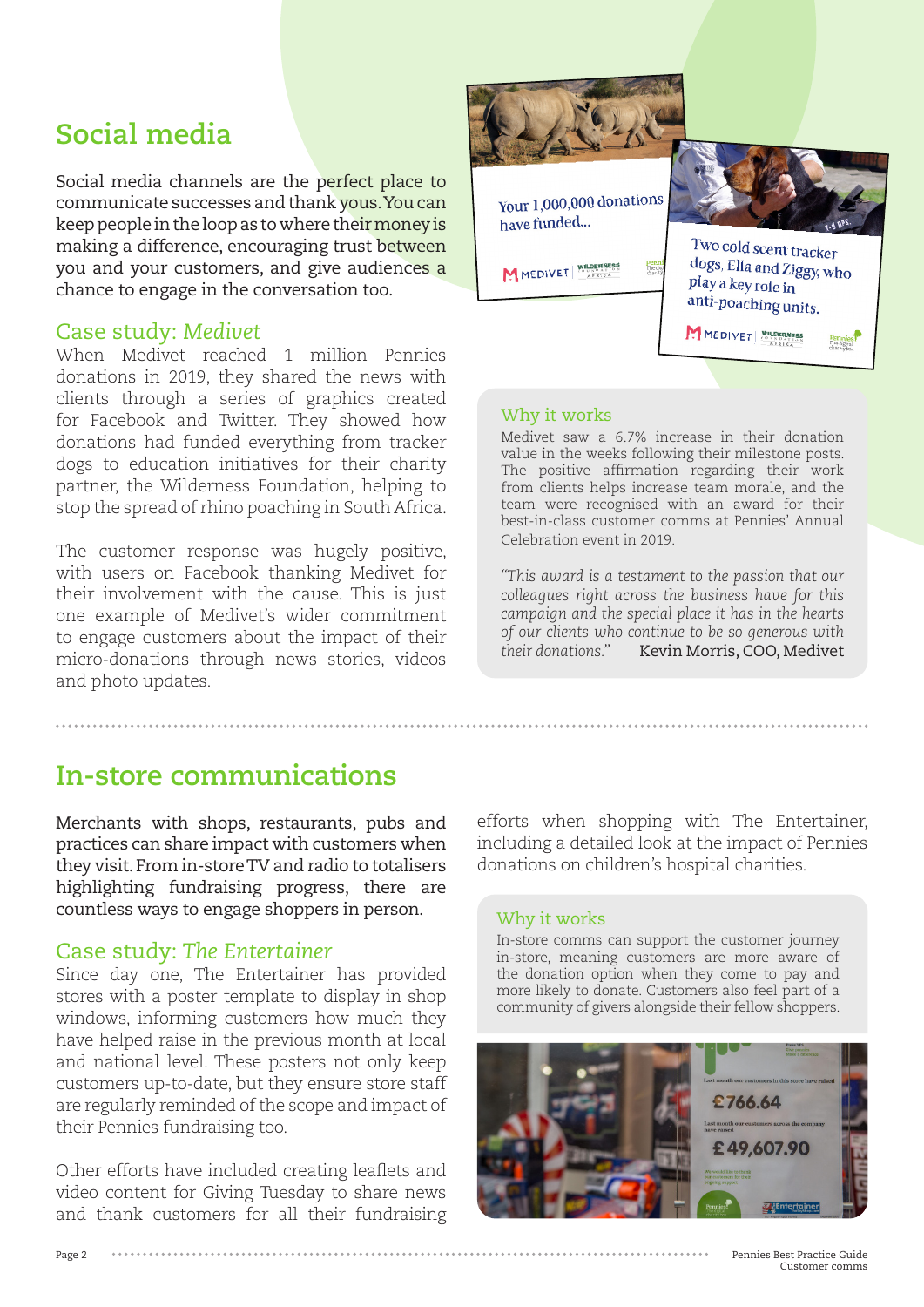## Social media

Social media channels are the perfect place to communicate successes and thank yous. You can keep people in the loop as to where their money is making a difference, encouraging trust between you and your customers, and give audiences a chance to engage in the conversation too.

### Case study: *Medivet*

When Medivet reached 1 million Pennies donations in 2019, they shared the news with clients through a series of graphics created for Facebook and Twitter. They showed how donations had funded everything from tracker dogs to education initiatives for their charity partner, the Wilderness Foundation, helping to stop the spread of rhino poaching in South Africa.

The customer response was hugely positive, with users on Facebook thanking Medivet for their involvement with the cause. This is just one example of Medivet's wider commitment to engage customers about the impact of their micro-donations through news stories, videos and photo updates.

Your 1,000,000 donations have funded...

Two cold scent tracker dogs, Ella and Ziggy, who play a key role in anti-poaching units.

#### Why it works

Medivet saw a 6.7% increase in their donation value in the weeks following their milestone posts. The positive affirmation regarding their work from clients helps increase team morale, and the team were recognised with an award for their best-in-class customer comms at Pennies' Annual Celebration event in 2019.

*"This award is a testament to the passion that our colleagues right across the business have for this campaign and the special place it has in the hearts of our clients who continue to be so generous with their donations."* Kevin Morris, COO, Medivet

## In-store communications

Merchants with shops, restaurants, pubs and practices can share impact with customers when they visit. From in-store TV and radio to totalisers highlighting fundraising progress, there are countless ways to engage shoppers in person.

### Case study: *The Entertainer*

Since day one, The Entertainer has provided stores with a poster template to display in shop windows, informing customers how much they have helped raise in the previous month at local and national level. These posters not only keep customers up-to-date, but they ensure store staff are regularly reminded of the scope and impact of their Pennies fundraising too.

Other efforts have included creating leaflets and video content for Giving Tuesday to share news and thank customers for all their fundraising efforts when shopping with The Entertainer, including a detailed look at the impact of Pennies donations on children's hospital charities.

#### Why it works

In-store comms can support the customer journey in-store, meaning customers are more aware of the donation option when they come to pay and more likely to donate. Customers also feel part of a community of givers alongside their fellow shoppers.

Last month our customers in this store have raised £766.64

Last month our customers across the company have raised £49,607.90